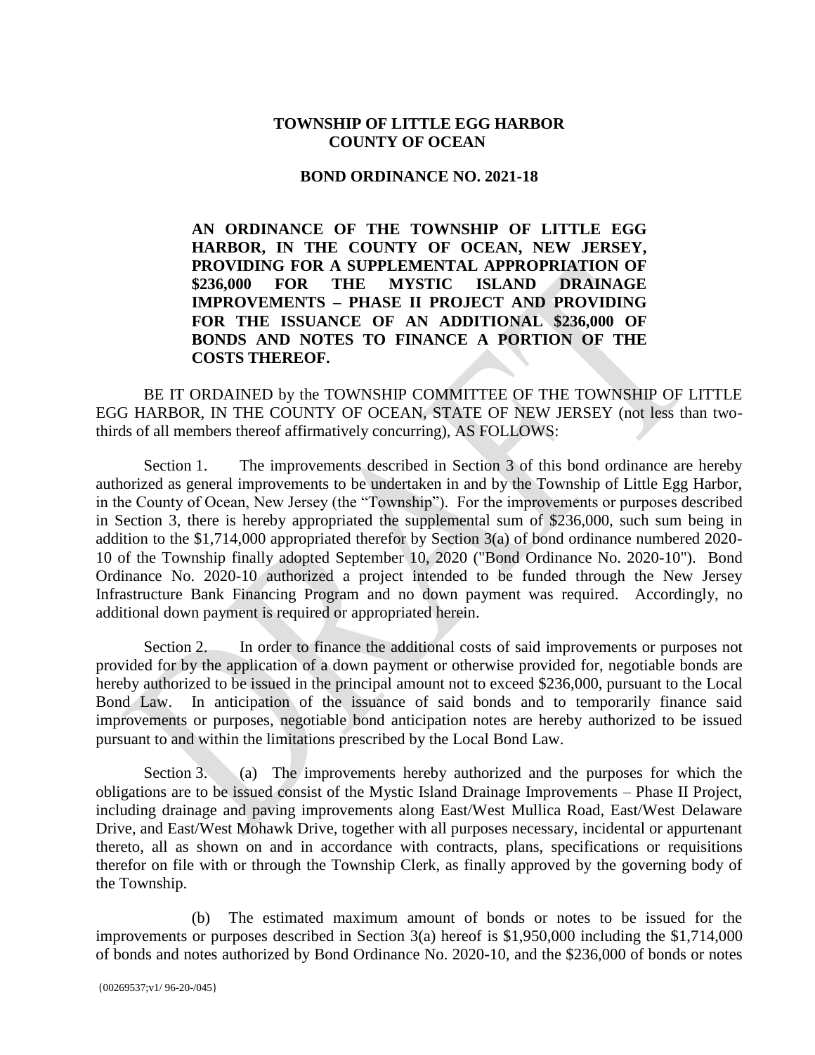**TOWNSHIP OF LITTLE EGG HARBOR**
**COUNTY OF OCEAN**

**BOND ORDINANCE NO. 2021-18**

**AN ORDINANCE OF THE TOWNSHIP OF LITTLE EGG HARBOR, IN THE COUNTY OF OCEAN, NEW JERSEY, PROVIDING FOR A SUPPLEMENTAL APPROPRIATION OF $236,000 FOR THE MYSTIC ISLAND DRAINAGE IMPROVEMENTS – PHASE II PROJECT AND PROVIDING FOR THE ISSUANCE OF AN ADDITIONAL $236,000 OF BONDS AND NOTES TO FINANCE A PORTION OF THE COSTS THEREOF.**

BE IT ORDAINED by the TOWNSHIP COMMITTEE OF THE TOWNSHIP OF LITTLE EGG HARBOR, IN THE COUNTY OF OCEAN, STATE OF NEW JERSEY (not less than two-thirds of all members thereof affirmatively concurring), AS FOLLOWS:

Section 1. The improvements described in Section 3 of this bond ordinance are hereby authorized as general improvements to be undertaken in and by the Township of Little Egg Harbor, in the County of Ocean, New Jersey (the "Township"). For the improvements or purposes described in Section 3, there is hereby appropriated the supplemental sum of $236,000, such sum being in addition to the $1,714,000 appropriated therefor by Section 3(a) of bond ordinance numbered 2020-10 of the Township finally adopted September 10, 2020 ("Bond Ordinance No. 2020-10"). Bond Ordinance No. 2020-10 authorized a project intended to be funded through the New Jersey Infrastructure Bank Financing Program and no down payment was required. Accordingly, no additional down payment is required or appropriated herein.

Section 2. In order to finance the additional costs of said improvements or purposes not provided for by the application of a down payment or otherwise provided for, negotiable bonds are hereby authorized to be issued in the principal amount not to exceed $236,000, pursuant to the Local Bond Law. In anticipation of the issuance of said bonds and to temporarily finance said improvements or purposes, negotiable bond anticipation notes are hereby authorized to be issued pursuant to and within the limitations prescribed by the Local Bond Law.

Section 3. (a) The improvements hereby authorized and the purposes for which the obligations are to be issued consist of the Mystic Island Drainage Improvements – Phase II Project, including drainage and paving improvements along East/West Mullica Road, East/West Delaware Drive, and East/West Mohawk Drive, together with all purposes necessary, incidental or appurtenant thereto, all as shown on and in accordance with contracts, plans, specifications or requisitions therefor on file with or through the Township Clerk, as finally approved by the governing body of the Township.

(b) The estimated maximum amount of bonds or notes to be issued for the improvements or purposes described in Section 3(a) hereof is $1,950,000 including the $1,714,000 of bonds and notes authorized by Bond Ordinance No. 2020-10, and the $236,000 of bonds or notes

{00269537;v1/ 96-20-/045}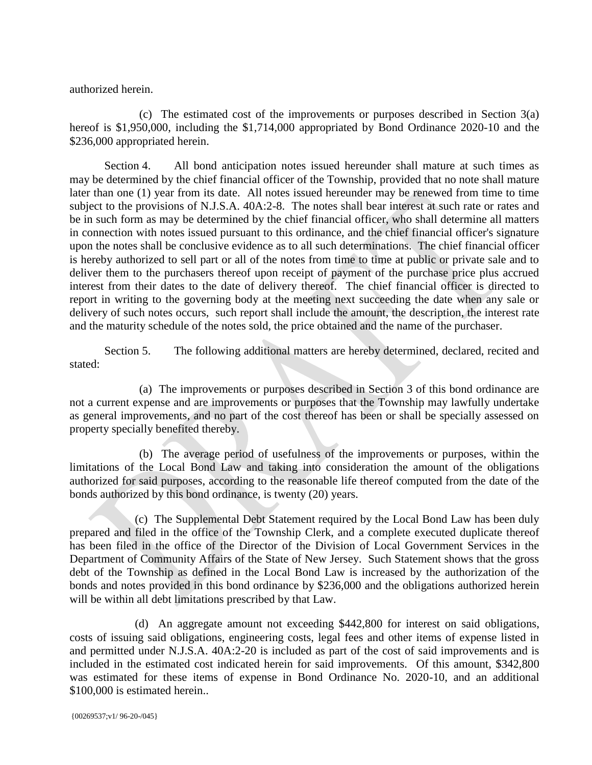authorized herein.

(c) The estimated cost of the improvements or purposes described in Section 3(a) hereof is $1,950,000, including the $1,714,000 appropriated by Bond Ordinance 2020-10 and the $236,000 appropriated herein.

Section 4. All bond anticipation notes issued hereunder shall mature at such times as may be determined by the chief financial officer of the Township, provided that no note shall mature later than one (1) year from its date. All notes issued hereunder may be renewed from time to time subject to the provisions of N.J.S.A. 40A:2-8. The notes shall bear interest at such rate or rates and be in such form as may be determined by the chief financial officer, who shall determine all matters in connection with notes issued pursuant to this ordinance, and the chief financial officer's signature upon the notes shall be conclusive evidence as to all such determinations. The chief financial officer is hereby authorized to sell part or all of the notes from time to time at public or private sale and to deliver them to the purchasers thereof upon receipt of payment of the purchase price plus accrued interest from their dates to the date of delivery thereof. The chief financial officer is directed to report in writing to the governing body at the meeting next succeeding the date when any sale or delivery of such notes occurs, such report shall include the amount, the description, the interest rate and the maturity schedule of the notes sold, the price obtained and the name of the purchaser.

Section 5. The following additional matters are hereby determined, declared, recited and stated:

(a) The improvements or purposes described in Section 3 of this bond ordinance are not a current expense and are improvements or purposes that the Township may lawfully undertake as general improvements, and no part of the cost thereof has been or shall be specially assessed on property specially benefited thereby.

(b) The average period of usefulness of the improvements or purposes, within the limitations of the Local Bond Law and taking into consideration the amount of the obligations authorized for said purposes, according to the reasonable life thereof computed from the date of the bonds authorized by this bond ordinance, is twenty (20) years.

(c) The Supplemental Debt Statement required by the Local Bond Law has been duly prepared and filed in the office of the Township Clerk, and a complete executed duplicate thereof has been filed in the office of the Director of the Division of Local Government Services in the Department of Community Affairs of the State of New Jersey. Such Statement shows that the gross debt of the Township as defined in the Local Bond Law is increased by the authorization of the bonds and notes provided in this bond ordinance by $236,000 and the obligations authorized herein will be within all debt limitations prescribed by that Law.

(d) An aggregate amount not exceeding $442,800 for interest on said obligations, costs of issuing said obligations, engineering costs, legal fees and other items of expense listed in and permitted under N.J.S.A. 40A:2-20 is included as part of the cost of said improvements and is included in the estimated cost indicated herein for said improvements. Of this amount, $342,800 was estimated for these items of expense in Bond Ordinance No. 2020-10, and an additional $100,000 is estimated herein..

{00269537;v1/ 96-20-/045}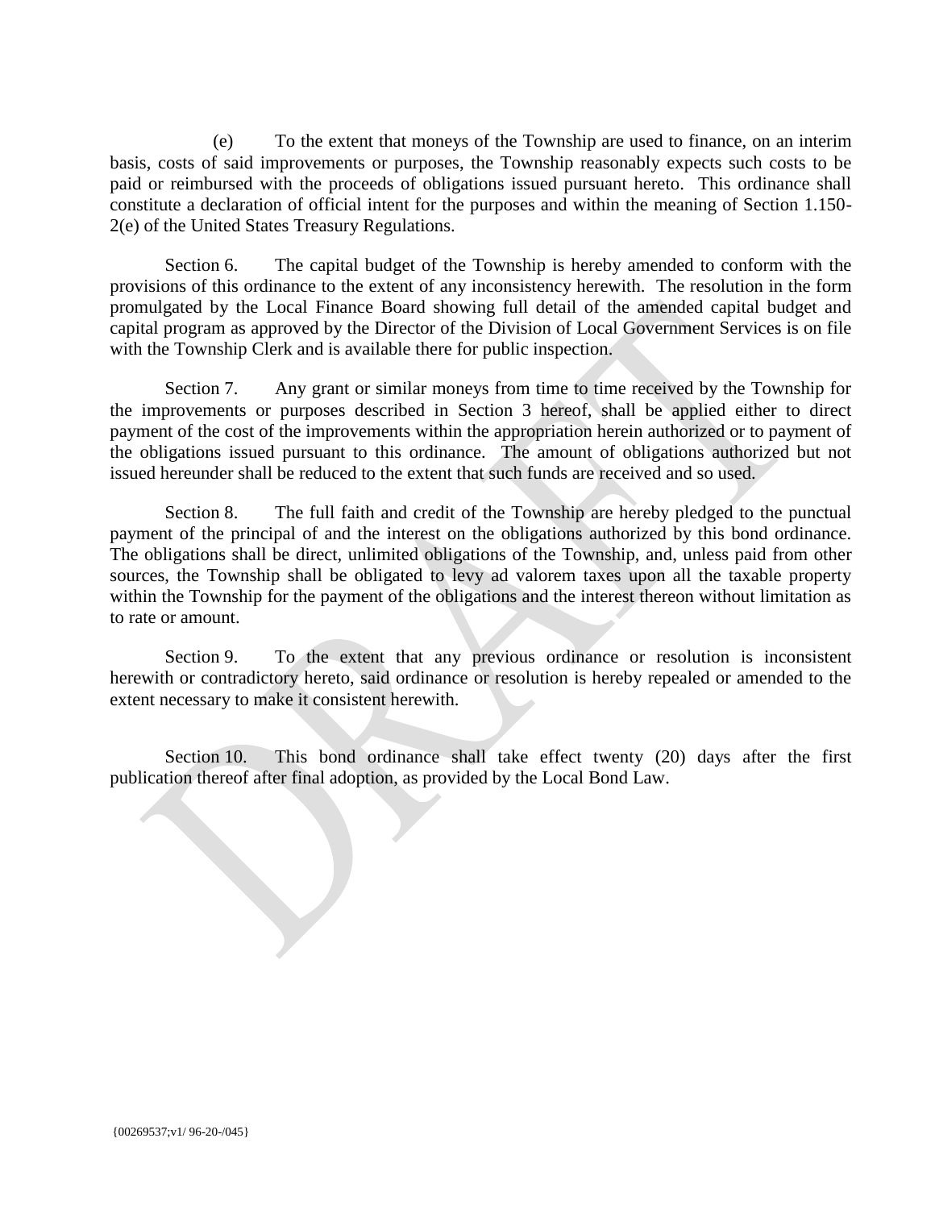(e) To the extent that moneys of the Township are used to finance, on an interim basis, costs of said improvements or purposes, the Township reasonably expects such costs to be paid or reimbursed with the proceeds of obligations issued pursuant hereto. This ordinance shall constitute a declaration of official intent for the purposes and within the meaning of Section 1.150-2(e) of the United States Treasury Regulations.

Section 6. The capital budget of the Township is hereby amended to conform with the provisions of this ordinance to the extent of any inconsistency herewith. The resolution in the form promulgated by the Local Finance Board showing full detail of the amended capital budget and capital program as approved by the Director of the Division of Local Government Services is on file with the Township Clerk and is available there for public inspection.

Section 7. Any grant or similar moneys from time to time received by the Township for the improvements or purposes described in Section 3 hereof, shall be applied either to direct payment of the cost of the improvements within the appropriation herein authorized or to payment of the obligations issued pursuant to this ordinance. The amount of obligations authorized but not issued hereunder shall be reduced to the extent that such funds are received and so used.

Section 8. The full faith and credit of the Township are hereby pledged to the punctual payment of the principal of and the interest on the obligations authorized by this bond ordinance. The obligations shall be direct, unlimited obligations of the Township, and, unless paid from other sources, the Township shall be obligated to levy ad valorem taxes upon all the taxable property within the Township for the payment of the obligations and the interest thereon without limitation as to rate or amount.

Section 9. To the extent that any previous ordinance or resolution is inconsistent herewith or contradictory hereto, said ordinance or resolution is hereby repealed or amended to the extent necessary to make it consistent herewith.

Section 10. This bond ordinance shall take effect twenty (20) days after the first publication thereof after final adoption, as provided by the Local Bond Law.

{00269537;v1/ 96-20-/045}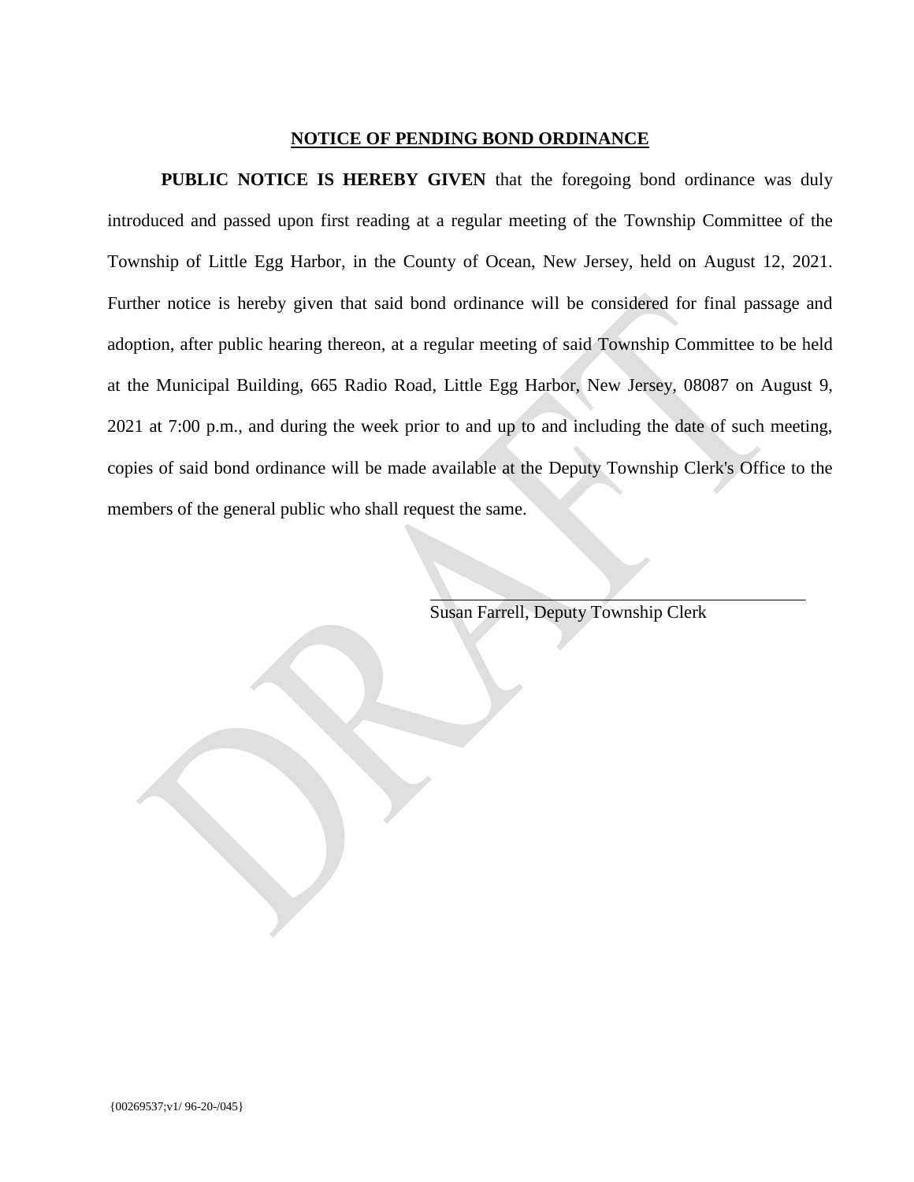# NOTICE OF PENDING BOND ORDINANCE

**PUBLIC NOTICE IS HEREBY GIVEN** that the foregoing bond ordinance was duly introduced and passed upon first reading at a regular meeting of the Township Committee of the Township of Little Egg Harbor, in the County of Ocean, New Jersey, held on August 12, 2021. Further notice is hereby given that said bond ordinance will be considered for final passage and adoption, after public hearing thereon, at a regular meeting of said Township Committee to be held at the Municipal Building, 665 Radio Road, Little Egg Harbor, New Jersey, 08087 on August 9, 2021 at 7:00 p.m., and during the week prior to and up to and including the date of such meeting, copies of said bond ordinance will be made available at the Deputy Township Clerk's Office to the members of the general public who shall request the same.

Susan Farrell, Deputy Township Clerk

{00269537;v1/ 96-20-/045}